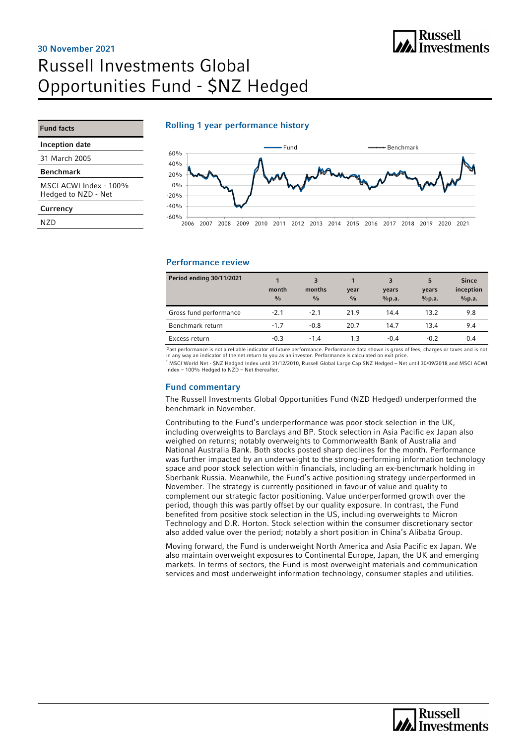30 November 2021

# Russell Investments Global Opportunities Fund - $NZ Hedged

## Fund facts

| Fund facts |
|---|
| **Inception date** |
| 31 March 2005 |
| **Benchmark** |
| MSCI ACWI Index - 100% Hedged to NZD - Net |
| **Currency** |
| NZD |

## Rolling 1 year performance history

## Performance review

| Period ending 30/11/2021 | 1 month % | 3 months % | 1 year % | 3 years %p.a. | 5 years %p.a. | Since inception %p.a. |
|---|---|---|---|---|---|---|
| Gross fund performance | -2.1 | -2.1 | 21.9 | 14.4 | 13.2 | 9.8 |
| Benchmark return | -1.7 | -0.8 | 20.7 | 14.7 | 13.4 | 9.4 |
| Excess return | -0.3 | -1.4 | 1.3 | -0.4 | -0.2 | 0.4 |

Past performance is not a reliable indicator of future performance. Performance data shown is gross of fees, charges or taxes and is not in any way an indicator of the net return to you as an investor. Performance is calculated on exit price.

* MSCI World Net - $NZ Hedged Index until 31/12/2010, Russell Global Large Cap $NZ Hedged – Net until 30/09/2018 and MSCI ACWI Index – 100% Hedged to NZD – Net thereafter.

## Fund commentary

The Russell Investments Global Opportunities Fund (NZD Hedged) underperformed the benchmark in November.

Contributing to the Fund's underperformance was poor stock selection in the UK, including overweights to Barclays and BP. Stock selection in Asia Pacific ex Japan also weighed on returns; notably overweights to Commonwealth Bank of Australia and National Australia Bank. Both stocks posted sharp declines for the month. Performance was further impacted by an underweight to the strong-performing information technology space and poor stock selection within financials, including an ex-benchmark holding in Sberbank Russia. Meanwhile, the Fund's active positioning strategy underperformed in November. The strategy is currently positioned in favour of value and quality to complement our strategic factor positioning. Value underperformed growth over the period, though this was partly offset by our quality exposure. In contrast, the Fund benefited from positive stock selection in the US, including overweights to Micron Technology and D.R. Horton. Stock selection within the consumer discretionary sector also added value over the period; notably a short position in China's Alibaba Group.

Moving forward, the Fund is underweight North America and Asia Pacific ex Japan. We also maintain overweight exposures to Continental Europe, Japan, the UK and emerging markets. In terms of sectors, the Fund is most overweight materials and communication services and most underweight information technology, consumer staples and utilities.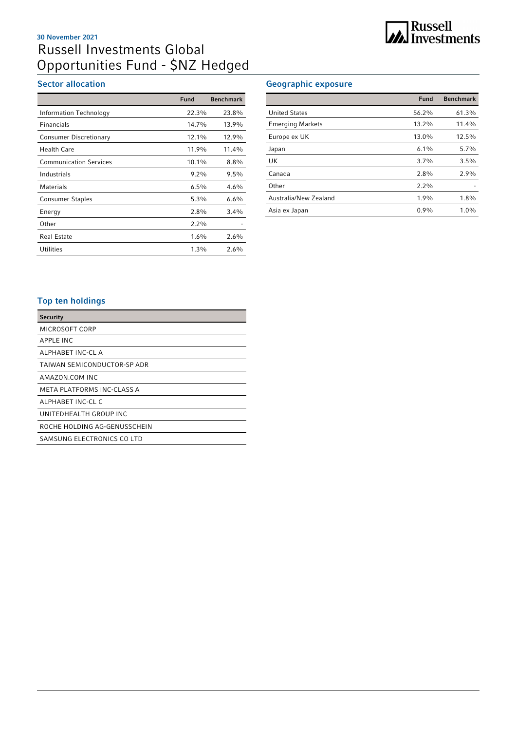30 November 2021

# Russell Investments Global Opportunities Fund - $NZ Hedged

## Sector allocation

| | Fund | Benchmark |
|---|---|---|
| Information Technology | 22.3% | 23.8% |
| Financials | 14.7% | 13.9% |
| Consumer Discretionary | 12.1% | 12.9% |
| Health Care | 11.9% | 11.4% |
| Communication Services | 10.1% | 8.8% |
| Industrials | 9.2% | 9.5% |
| Materials | 6.5% | 4.6% |
| Consumer Staples | 5.3% | 6.6% |
| Energy | 2.8% | 3.4% |
| Other | 2.2% | - |
| Real Estate | 1.6% | 2.6% |
| Utilities | 1.3% | 2.6% |

## Geographic exposure

| | Fund | Benchmark |
|---|---|---|
| United States | 56.2% | 61.3% |
| Emerging Markets | 13.2% | 11.4% |
| Europe ex UK | 13.0% | 12.5% |
| Japan | 6.1% | 5.7% |
| UK | 3.7% | 3.5% |
| Canada | 2.8% | 2.9% |
| Other | 2.2% | - |
| Australia/New Zealand | 1.9% | 1.8% |
| Asia ex Japan | 0.9% | 1.0% |

## Top ten holdings

| Security |
|---|
| MICROSOFT CORP |
| APPLE INC |
| ALPHABET INC-CL A |
| TAIWAN SEMICONDUCTOR-SP ADR |
| AMAZON.COM INC |
| META PLATFORMS INC-CLASS A |
| ALPHABET INC-CL C |
| UNITEDHEALTH GROUP INC |
| ROCHE HOLDING AG-GENUSSCHEIN |
| SAMSUNG ELECTRONICS CO LTD |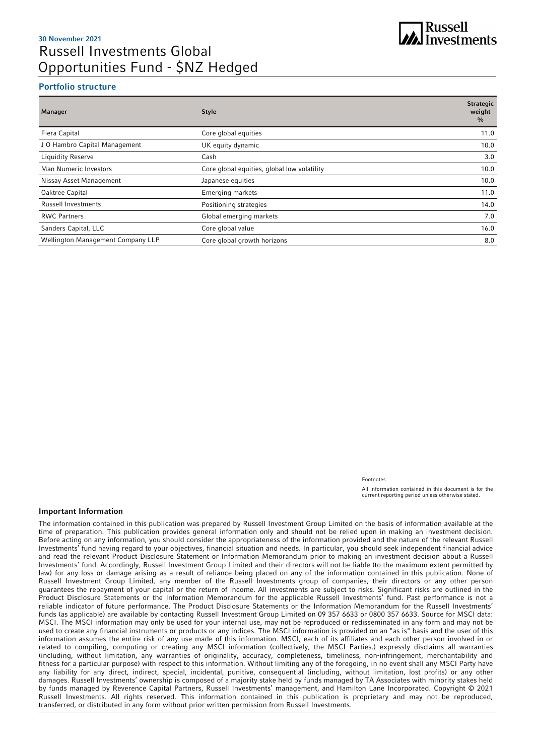30 November 2021

# Russell Investments Global Opportunities Fund - $NZ Hedged

## Portfolio structure

| Manager | Style | Strategic weight % |
|---|---|---|
| Fiera Capital | Core global equities | 11.0 |
| J O Hambro Capital Management | UK equity dynamic | 10.0 |
| Liquidity Reserve | Cash | 3.0 |
| Man Numeric Investors | Core global equities, global low volatility | 10.0 |
| Nissay Asset Management | Japanese equities | 10.0 |
| Oaktree Capital | Emerging markets | 11.0 |
| Russell Investments | Positioning strategies | 14.0 |
| RWC Partners | Global emerging markets | 7.0 |
| Sanders Capital, LLC | Core global value | 16.0 |
| Wellington Management Company LLP | Core global growth horizons | 8.0 |

Footnotes

All information contained in this document is for the current reporting period unless otherwise stated.

### Important Information

The information contained in this publication was prepared by Russell Investment Group Limited on the basis of information available at the time of preparation. This publication provides general information only and should not be relied upon in making an investment decision. Before acting on any information, you should consider the appropriateness of the information provided and the nature of the relevant Russell Investments' fund having regard to your objectives, financial situation and needs. In particular, you should seek independent financial advice and read the relevant Product Disclosure Statement or Information Memorandum prior to making an investment decision about a Russell Investments' fund. Accordingly, Russell Investment Group Limited and their directors will not be liable (to the maximum extent permitted by law) for any loss or damage arising as a result of reliance being placed on any of the information contained in this publication. None of Russell Investment Group Limited, any member of the Russell Investments group of companies, their directors or any other person guarantees the repayment of your capital or the return of income. All investments are subject to risks. Significant risks are outlined in the Product Disclosure Statements or the Information Memorandum for the applicable Russell Investments' fund. Past performance is not a reliable indicator of future performance. The Product Disclosure Statements or the Information Memorandum for the Russell Investments' funds (as applicable) are available by contacting Russell Investment Group Limited on 09 357 6633 or 0800 357 6633. Source for MSCI data: MSCI. The MSCI information may only be used for your internal use, may not be reproduced or redisseminated in any form and may not be used to create any financial instruments or products or any indices. The MSCI information is provided on an "as is" basis and the user of this information assumes the entire risk of any use made of this information. MSCI, each of its affiliates and each other person involved in or related to compiling, computing or creating any MSCI information (collectively, the MSCI Parties.) expressly disclaims all warranties (including, without limitation, any warranties of originality, accuracy, completeness, timeliness, non-infringement, merchantability and fitness for a particular purpose) with respect to this information. Without limiting any of the foregoing, in no event shall any MSCI Party have any liability for any direct, indirect, special, incidental, punitive, consequential (including, without limitation, lost profits) or any other damages. Russell Investments' ownership is composed of a majority stake held by funds managed by TA Associates with minority stakes held by funds managed by Reverence Capital Partners, Russell Investments' management, and Hamilton Lane Incorporated. Copyright © 2021 Russell Investments. All rights reserved. This information contained in this publication is proprietary and may not be reproduced, transferred, or distributed in any form without prior written permission from Russell Investments.